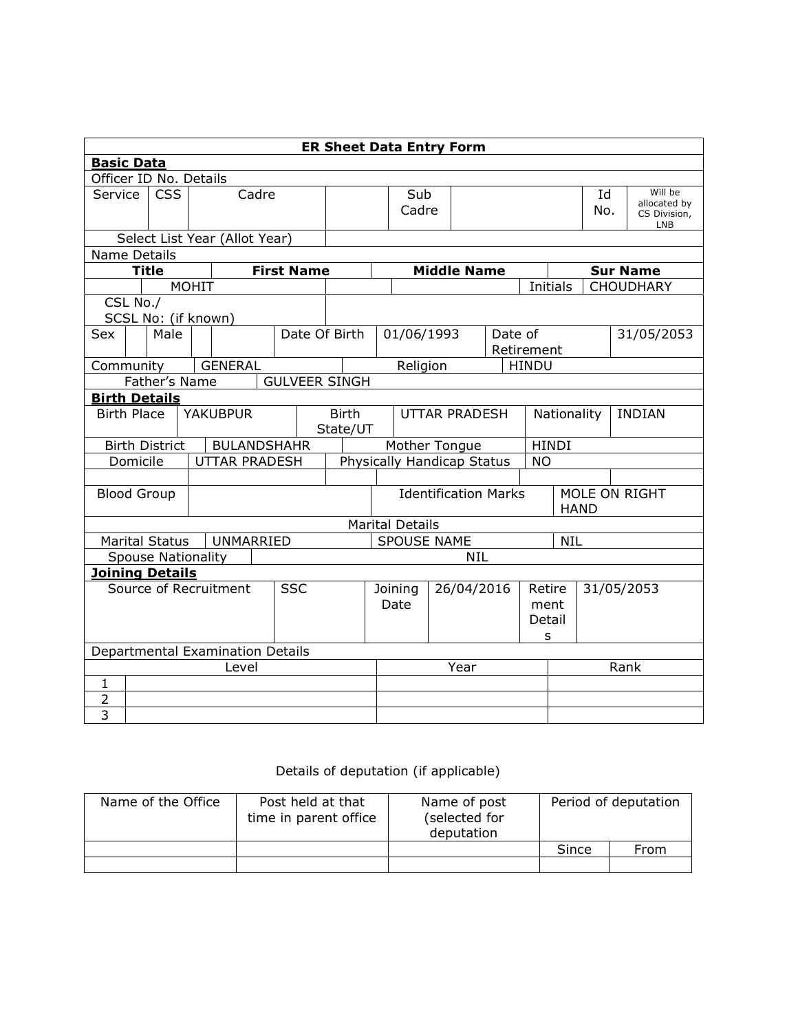## ER Sheet Data Entry Form

**Basic Data**

Officer ID No. Details

| Service | CSS | Cadre | | Sub Cadre | | Id No. | Will be allocated by CS Division, LNB |
|---|---|---|---|---|---|---|---|
| Select List Year (Allot Year) | | | | | | | |

Name Details

| Title | First Name | Middle Name | | Sur Name |
|---|---|---|---|---|
| | MOHIT | | Initials | CHOUDHARY |

| CSL No./ SCSL No: (if known) | |
|---|---|

| Sex | | Male | | | Date Of Birth | 01/06/1993 | Date of Retirement | 31/05/2053 |
|---|---|---|---|---|---|---|---|---|
| Community | GENERAL | | | | Religion | | HINDU | |

| Father's Name | GULVEER SINGH |
|---|---|

**Birth Details**

| Birth Place | YAKUBPUR | Birth State/UT | UTTAR PRADESH | Nationality | INDIAN |
|---|---|---|---|---|---|
| Birth District | BULANDSHAHR | Mother Tongue | | HINDI | |
| Domicile | UTTAR PRADESH | Physically Handicap Status | | NO | |
| | | | | | |
| Blood Group | | Identification Marks | | MOLE ON RIGHT HAND | |

Marital Details

| Marital Status | UNMARRIED | SPOUSE NAME | NIL |
|---|---|---|---|
| Spouse Nationality | NIL | | |

**Joining Details**

| Source of Recruitment | SSC | Joining Date | 26/04/2016 | Retirement Details | 31/05/2053 |
|---|---|---|---|---|---|

Departmental Examination Details

| | Level | Year | Rank |
|---|---|---|---|
| 1 | | | |
| 2 | | | |
| 3 | | | |

Details of deputation (if applicable)

| Name of the Office | Post held at that time in parent office | Name of post (selected for deputation | Period of deputation | |
|---|---|---|---|---|
| | | | Since | From |
| | | | | |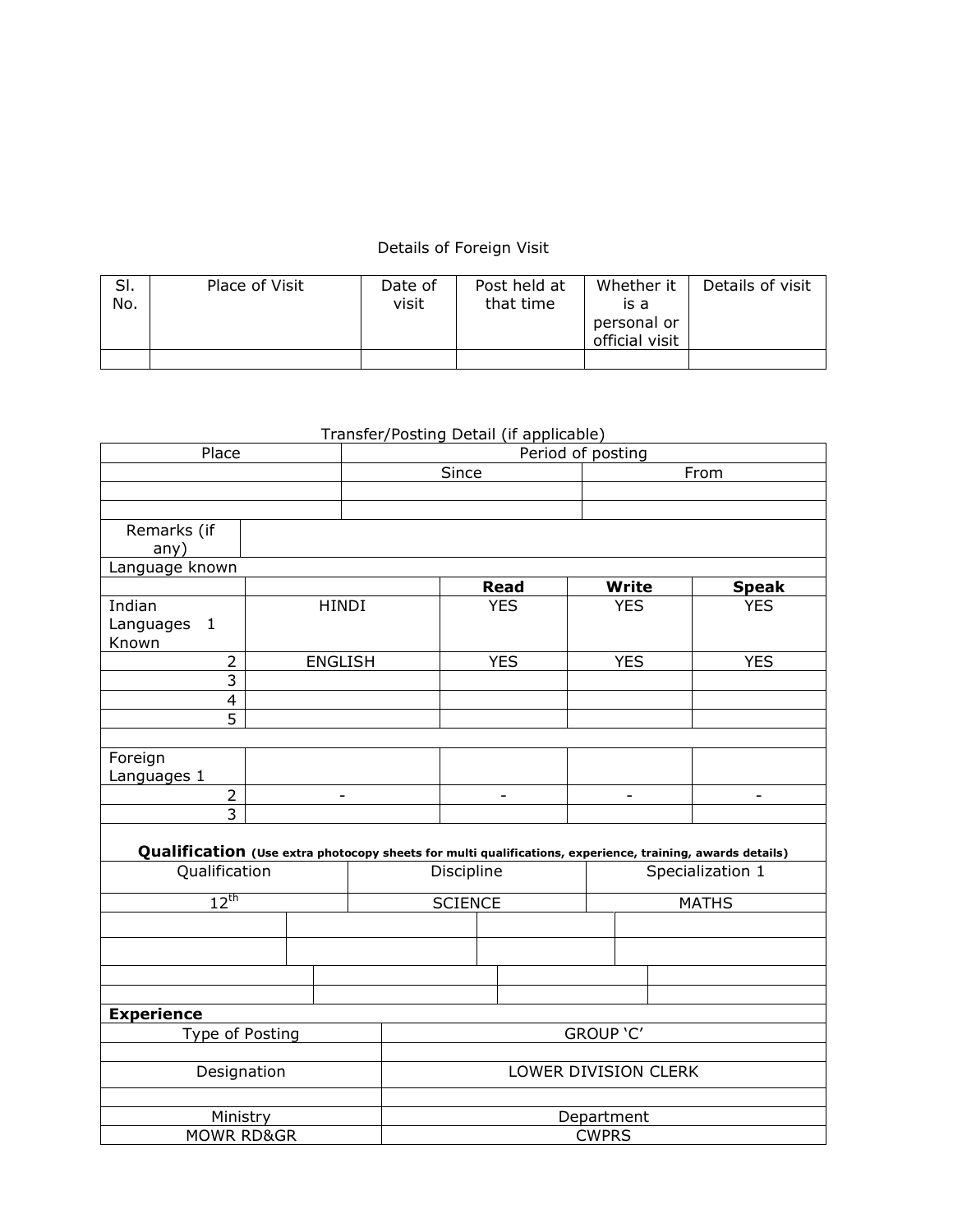Details of Foreign Visit

| Sl. No. | Place of Visit | Date of visit | Post held at that time | Whether it is a personal or official visit | Details of visit |
|---|---|---|---|---|---|
| | | | | | |

Transfer/Posting Detail (if applicable)

| Place | Period of posting | |
|---|---|---|
| | Since | From |
| | | |
| | | |

| Remarks (if any) | |
|---|---|

Language known

| | | Read | Write | Speak |
|---|---|---|---|---|
| Indian Languages 1 Known | HINDI | YES | YES | YES |
| 2 | ENGLISH | YES | YES | YES |
| 3 | | | | |
| 4 | | | | |
| 5 | | | | |
| | | | | |
| Foreign Languages 1 | | | | |
| 2 | - | - | - | - |
| 3 | | | | |

**Qualification** **(Use extra photocopy sheets for multi qualifications, experience, training, awards details)**

| Qualification | Discipline | Specialization 1 |
|---|---|---|
| 12th | SCIENCE | MATHS |
| | | |
| | | |
| | | |
| | | |

**Experience**

| Type of Posting | GROUP 'C' |
|---|---|
| | |
| Designation | LOWER DIVISION CLERK |
| | |
| Ministry | Department |
| MOWR RD&GR | CWPRS |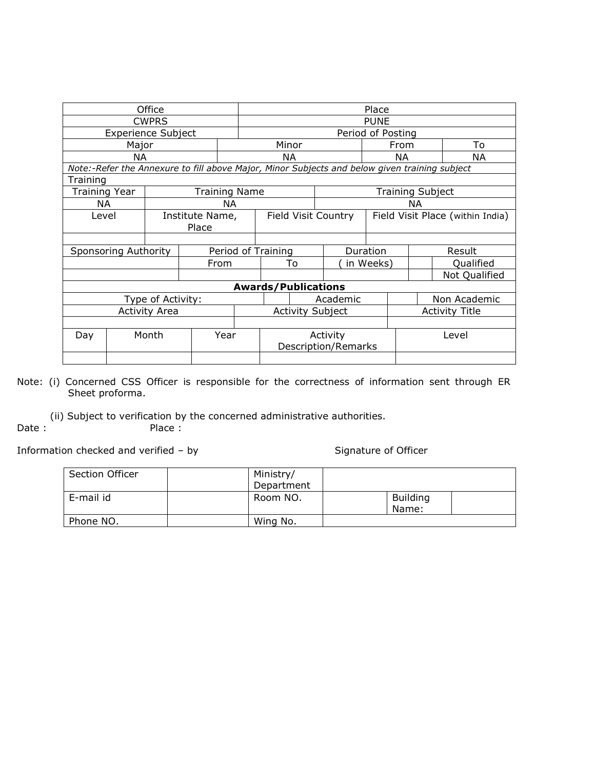| Office | | Place | |
|---|---|---|---|
| CWPRS | | PUNE | |
| Experience Subject | | Period of Posting | |
| Major | Minor | From | To |
| NA | NA | NA | NA |

*Note:-Refer the Annexure to fill above Major, Minor Subjects and below given training subject*

**Training**

| Training Year | Training Name | Training Subject |
|---|---|---|
| NA | NA | NA |

| Level | Institute Name, Place | Field Visit Country | Field Visit Place (within India) |
|---|---|---|---|
| | | | |

| Sponsoring Authority | Period of Training | | Duration | Result | |
|---|---|---|---|---|---|
| | From | To | ( in Weeks) | | Qualified |
| | | | | | Not Qualified |

**Awards/Publications**

| Type of Activity: | | Academic | | Non Academic |
|---|---|---|---|---|

| Activity Area | Activity Subject | Activity Title |
|---|---|---|
| | | |

| Day | Month | Year | Activity Description/Remarks | Level |
|---|---|---|---|---|
| | | | | |

Note: (i) Concerned CSS Officer is responsible for the correctness of information sent through ER Sheet proforma.

(ii) Subject to verification by the concerned administrative authorities.

Date : Place :

Information checked and verified – by Signature of Officer

| Section Officer | | Ministry/ Department | | | |
|---|---|---|---|---|---|
| E-mail id | | Room NO. | | Building Name: | |
| Phone NO. | | Wing No. | | | |